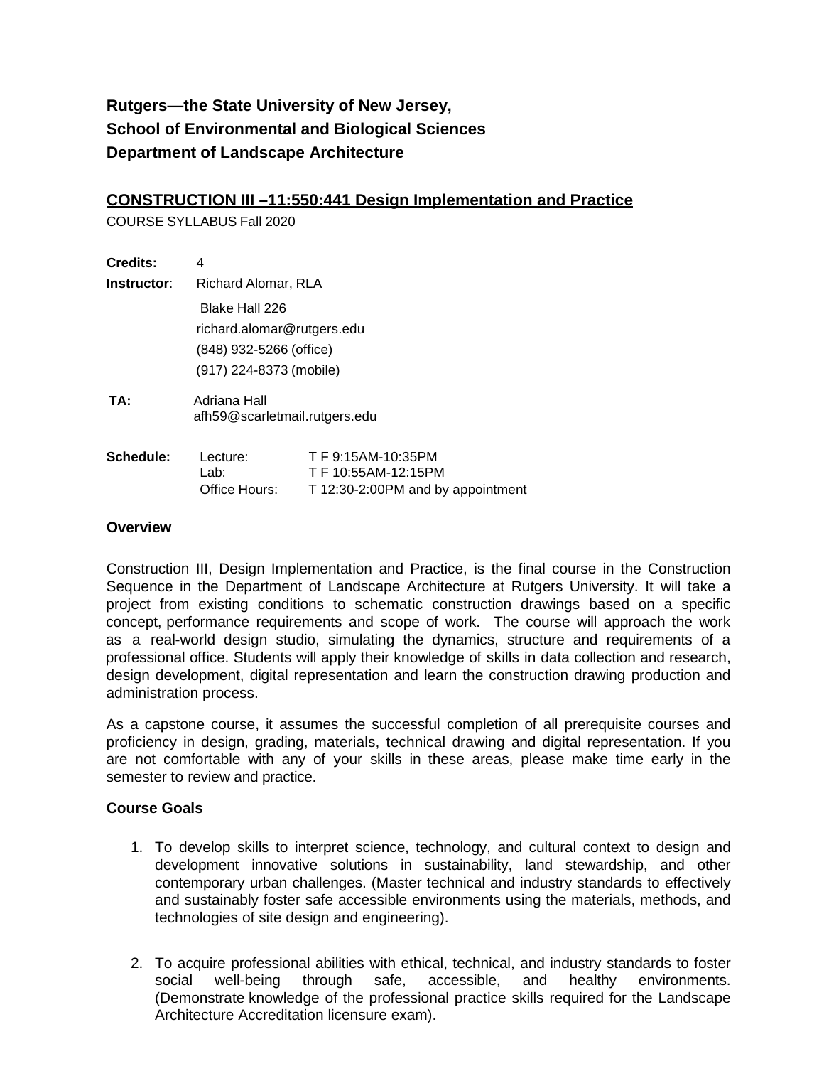**Rutgers—the State University of New Jersey,**
**School of Environmental and Biological Sciences**
**Department of Landscape Architecture**

## CONSTRUCTION III –11:550:441 Design Implementation and Practice

COURSE SYLLABUS Fall 2020

**Credits:** 4

**Instructor**: Richard Alomar, RLA
Blake Hall 226
richard.alomar@rutgers.edu
(848) 932-5266 (office)
(917) 224-8373 (mobile)

**TA:** Adriana Hall
afh59@scarletmail.rutgers.edu

| | | |
|---|---|---|
| **Schedule:** | Lecture: | T F 9:15AM-10:35PM |
| | Lab: | T F 10:55AM-12:15PM |
| | Office Hours: | T 12:30-2:00PM and by appointment |

### Overview

Construction III, Design Implementation and Practice, is the final course in the Construction Sequence in the Department of Landscape Architecture at Rutgers University. It will take a project from existing conditions to schematic construction drawings based on a specific concept, performance requirements and scope of work. The course will approach the work as a real-world design studio, simulating the dynamics, structure and requirements of a professional office. Students will apply their knowledge of skills in data collection and research, design development, digital representation and learn the construction drawing production and administration process.

As a capstone course, it assumes the successful completion of all prerequisite courses and proficiency in design, grading, materials, technical drawing and digital representation. If you are not comfortable with any of your skills in these areas, please make time early in the semester to review and practice.

### Course Goals

1. To develop skills to interpret science, technology, and cultural context to design and development innovative solutions in sustainability, land stewardship, and other contemporary urban challenges. (Master technical and industry standards to effectively and sustainably foster safe accessible environments using the materials, methods, and technologies of site design and engineering).

2. To acquire professional abilities with ethical, technical, and industry standards to foster social well-being through safe, accessible, and healthy environments. (Demonstrate knowledge of the professional practice skills required for the Landscape Architecture Accreditation licensure exam).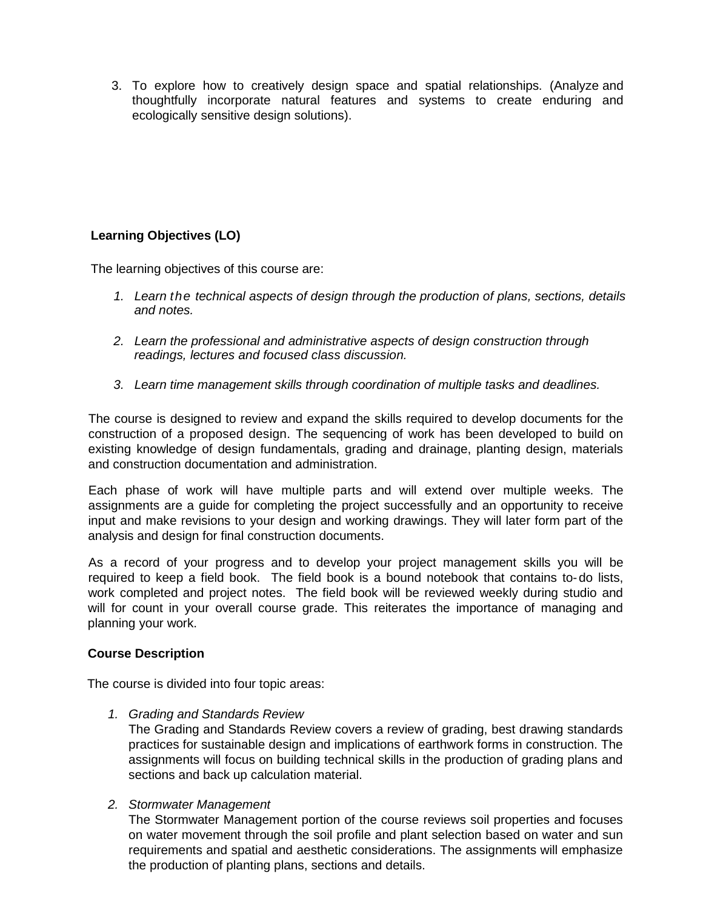3. To explore how to creatively design space and spatial relationships. (Analyze and thoughtfully incorporate natural features and systems to create enduring and ecologically sensitive design solutions).

**Learning Objectives (LO)**

The learning objectives of this course are:

1. *Learn the technical aspects of design through the production of plans, sections, details and notes.*

2. *Learn the professional and administrative aspects of design construction through readings, lectures and focused class discussion.*

3. *Learn time management skills through coordination of multiple tasks and deadlines.*

The course is designed to review and expand the skills required to develop documents for the construction of a proposed design. The sequencing of work has been developed to build on existing knowledge of design fundamentals, grading and drainage, planting design, materials and construction documentation and administration.

Each phase of work will have multiple parts and will extend over multiple weeks. The assignments are a guide for completing the project successfully and an opportunity to receive input and make revisions to your design and working drawings. They will later form part of the analysis and design for final construction documents.

As a record of your progress and to develop your project management skills you will be required to keep a field book. The field book is a bound notebook that contains to-do lists, work completed and project notes. The field book will be reviewed weekly during studio and will for count in your overall course grade. This reiterates the importance of managing and planning your work.

**Course Description**

The course is divided into four topic areas:

1. *Grading and Standards Review*
   The Grading and Standards Review covers a review of grading, best drawing standards practices for sustainable design and implications of earthwork forms in construction. The assignments will focus on building technical skills in the production of grading plans and sections and back up calculation material.

2. *Stormwater Management*
   The Stormwater Management portion of the course reviews soil properties and focuses on water movement through the soil profile and plant selection based on water and sun requirements and spatial and aesthetic considerations. The assignments will emphasize the production of planting plans, sections and details.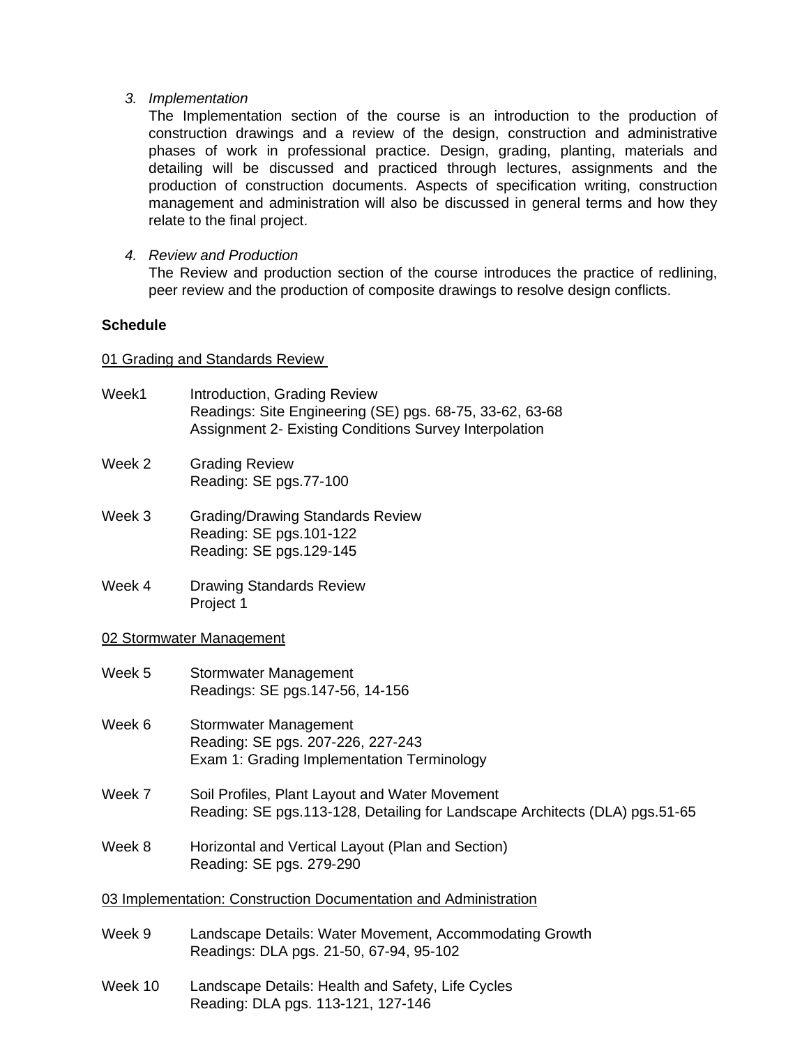3. *Implementation*
   The Implementation section of the course is an introduction to the production of construction drawings and a review of the design, construction and administrative phases of work in professional practice. Design, grading, planting, materials and detailing will be discussed and practiced through lectures, assignments and the production of construction documents. Aspects of specification writing, construction management and administration will also be discussed in general terms and how they relate to the final project.

4. *Review and Production*
   The Review and production section of the course introduces the practice of redlining, peer review and the production of composite drawings to resolve design conflicts.

**Schedule**

<u>01 Grading and Standards Review</u>

Week1 Introduction, Grading Review
Readings: Site Engineering (SE) pgs. 68-75, 33-62, 63-68
Assignment 2- Existing Conditions Survey Interpolation

Week 2 Grading Review
Reading: SE pgs.77-100

Week 3 Grading/Drawing Standards Review
Reading: SE pgs.101-122
Reading: SE pgs.129-145

Week 4 Drawing Standards Review
Project 1

<u>02 Stormwater Management</u>

Week 5 Stormwater Management
Readings: SE pgs.147-56, 14-156

Week 6 Stormwater Management
Reading: SE pgs. 207-226, 227-243
Exam 1: Grading Implementation Terminology

Week 7 Soil Profiles, Plant Layout and Water Movement
Reading: SE pgs.113-128, Detailing for Landscape Architects (DLA) pgs.51-65

Week 8 Horizontal and Vertical Layout (Plan and Section)
Reading: SE pgs. 279-290

<u>03 Implementation: Construction Documentation and Administration</u>

Week 9 Landscape Details: Water Movement, Accommodating Growth
Readings: DLA pgs. 21-50, 67-94, 95-102

Week 10 Landscape Details: Health and Safety, Life Cycles
Reading: DLA pgs. 113-121, 127-146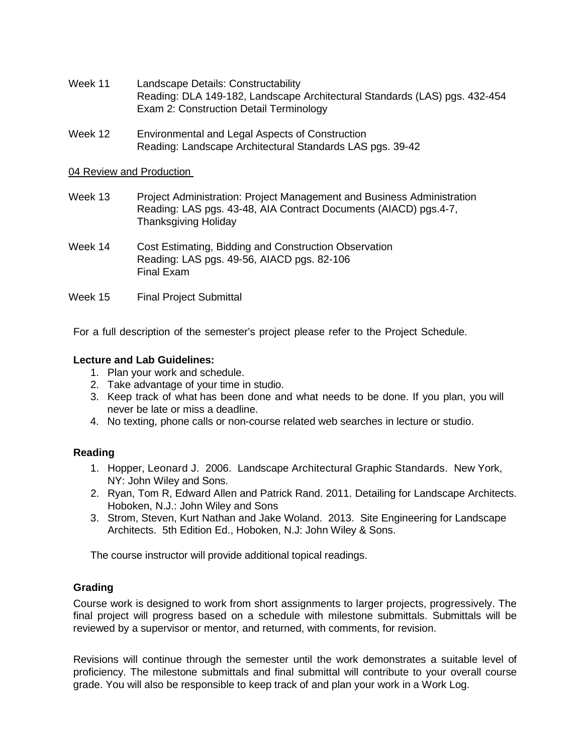Week 11 Landscape Details: Constructability
Reading: DLA 149-182, Landscape Architectural Standards (LAS) pgs. 432-454
Exam 2: Construction Detail Terminology

Week 12 Environmental and Legal Aspects of Construction
Reading: Landscape Architectural Standards LAS pgs. 39-42

04 Review and Production

Week 13 Project Administration: Project Management and Business Administration
Reading: LAS pgs. 43-48, AIA Contract Documents (AIACD) pgs.4-7,
Thanksgiving Holiday

Week 14 Cost Estimating, Bidding and Construction Observation
Reading: LAS pgs. 49-56, AIACD pgs. 82-106
Final Exam

Week 15 Final Project Submittal

For a full description of the semester's project please refer to the Project Schedule.

**Lecture and Lab Guidelines:**

1. Plan your work and schedule.
2. Take advantage of your time in studio.
3. Keep track of what has been done and what needs to be done. If you plan, you will never be late or miss a deadline.
4. No texting, phone calls or non-course related web searches in lecture or studio.

**Reading**

1. Hopper, Leonard J. 2006. Landscape Architectural Graphic Standards. New York, NY: John Wiley and Sons.
2. Ryan, Tom R, Edward Allen and Patrick Rand. 2011. Detailing for Landscape Architects. Hoboken, N.J.: John Wiley and Sons
3. Strom, Steven, Kurt Nathan and Jake Woland. 2013. Site Engineering for Landscape Architects. 5th Edition Ed., Hoboken, N.J: John Wiley & Sons.

The course instructor will provide additional topical readings.

**Grading**

Course work is designed to work from short assignments to larger projects, progressively. The final project will progress based on a schedule with milestone submittals. Submittals will be reviewed by a supervisor or mentor, and returned, with comments, for revision.

Revisions will continue through the semester until the work demonstrates a suitable level of proficiency. The milestone submittals and final submittal will contribute to your overall course grade. You will also be responsible to keep track of and plan your work in a Work Log.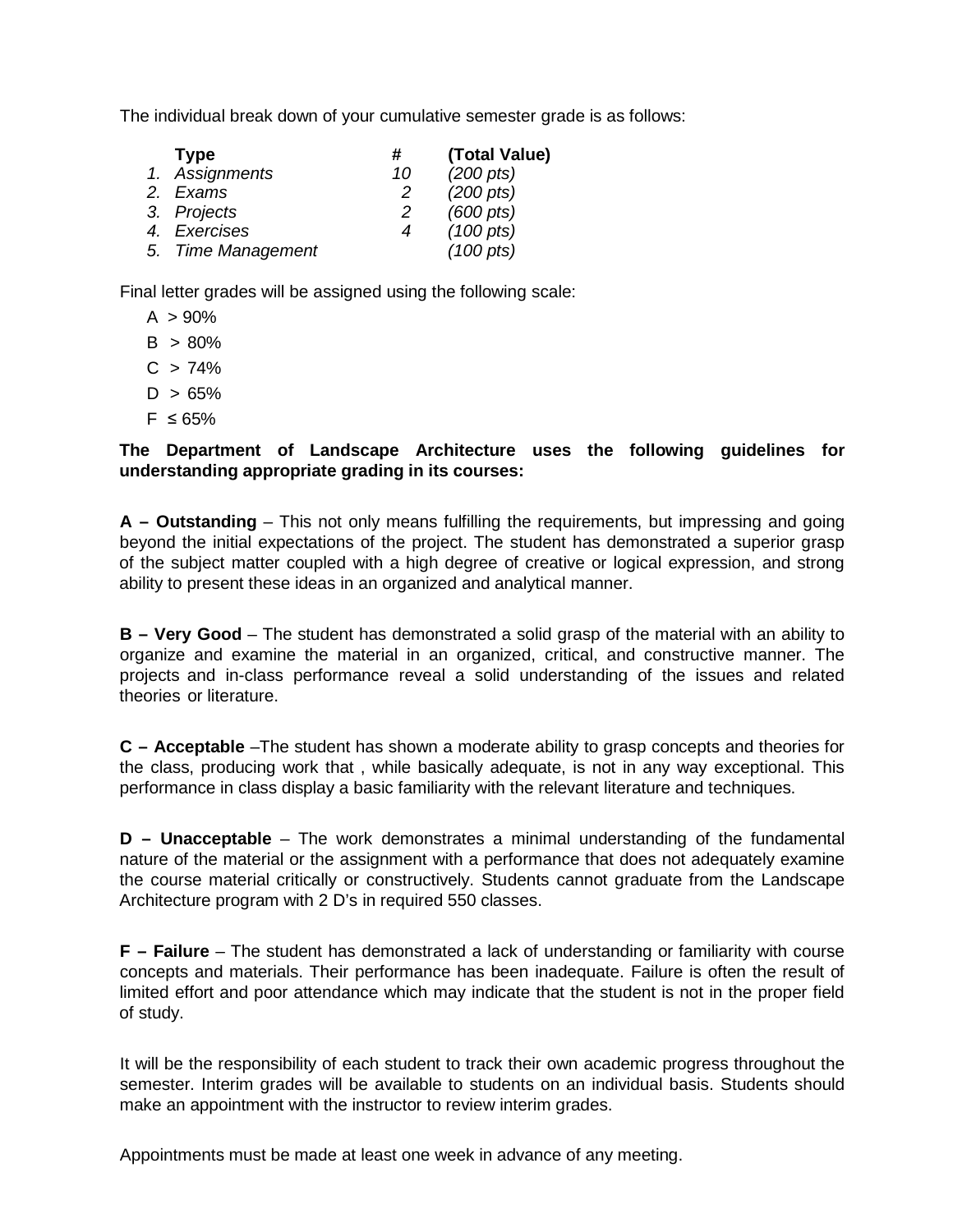The individual break down of your cumulative semester grade is as follows:

| Type | # | (Total Value) |
|---|---|---|
| 1. *Assignments* | *10* | *(200 pts)* |
| 2. *Exams* | *2* | *(200 pts)* |
| 3. *Projects* | *2* | *(600 pts)* |
| 4. *Exercises* | *4* | *(100 pts)* |
| 5. *Time Management* | | *(100 pts)* |

Final letter grades will be assigned using the following scale:

A > 90%

B > 80%

C > 74%

D > 65%

F ≤ 65%

**The Department of Landscape Architecture uses the following guidelines for understanding appropriate grading in its courses:**

**A – Outstanding** – This not only means fulfilling the requirements, but impressing and going beyond the initial expectations of the project. The student has demonstrated a superior grasp of the subject matter coupled with a high degree of creative or logical expression, and strong ability to present these ideas in an organized and analytical manner.

**B – Very Good** – The student has demonstrated a solid grasp of the material with an ability to organize and examine the material in an organized, critical, and constructive manner. The projects and in-class performance reveal a solid understanding of the issues and related theories or literature.

**C – Acceptable** –The student has shown a moderate ability to grasp concepts and theories for the class, producing work that , while basically adequate, is not in any way exceptional. This performance in class display a basic familiarity with the relevant literature and techniques.

**D – Unacceptable** – The work demonstrates a minimal understanding of the fundamental nature of the material or the assignment with a performance that does not adequately examine the course material critically or constructively. Students cannot graduate from the Landscape Architecture program with 2 D's in required 550 classes.

**F – Failure** – The student has demonstrated a lack of understanding or familiarity with course concepts and materials. Their performance has been inadequate. Failure is often the result of limited effort and poor attendance which may indicate that the student is not in the proper field of study.

It will be the responsibility of each student to track their own academic progress throughout the semester. Interim grades will be available to students on an individual basis. Students should make an appointment with the instructor to review interim grades.

Appointments must be made at least one week in advance of any meeting.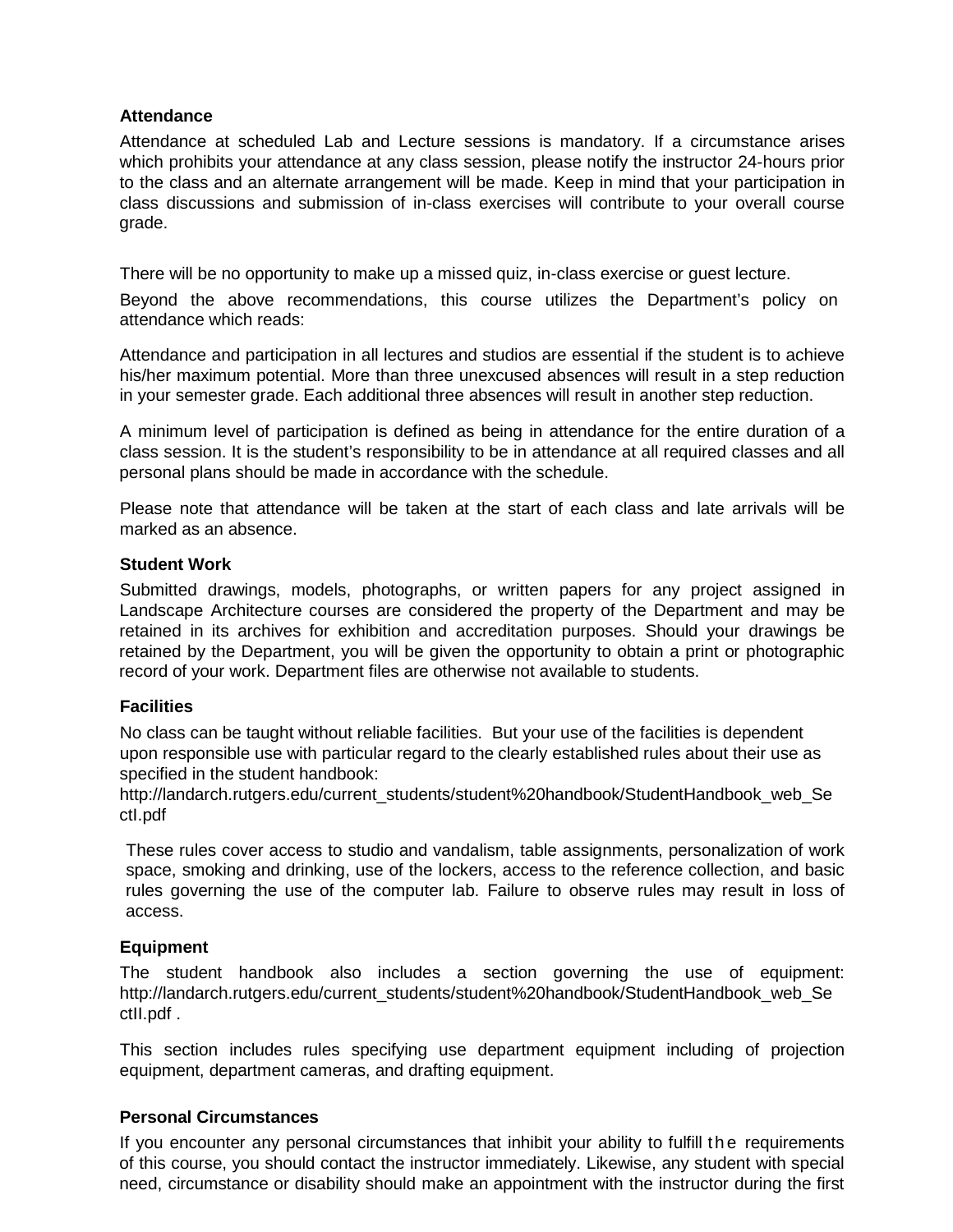**Attendance**

Attendance at scheduled Lab and Lecture sessions is mandatory. If a circumstance arises which prohibits your attendance at any class session, please notify the instructor 24-hours prior to the class and an alternate arrangement will be made. Keep in mind that your participation in class discussions and submission of in-class exercises will contribute to your overall course grade.

There will be no opportunity to make up a missed quiz, in-class exercise or guest lecture.

Beyond the above recommendations, this course utilizes the Department's policy on attendance which reads:

Attendance and participation in all lectures and studios are essential if the student is to achieve his/her maximum potential. More than three unexcused absences will result in a step reduction in your semester grade. Each additional three absences will result in another step reduction.

A minimum level of participation is defined as being in attendance for the entire duration of a class session. It is the student's responsibility to be in attendance at all required classes and all personal plans should be made in accordance with the schedule.

Please note that attendance will be taken at the start of each class and late arrivals will be marked as an absence.

**Student Work**

Submitted drawings, models, photographs, or written papers for any project assigned in Landscape Architecture courses are considered the property of the Department and may be retained in its archives for exhibition and accreditation purposes. Should your drawings be retained by the Department, you will be given the opportunity to obtain a print or photographic record of your work. Department files are otherwise not available to students.

**Facilities**

No class can be taught without reliable facilities. But your use of the facilities is dependent upon responsible use with particular regard to the clearly established rules about their use as specified in the student handbook:
http://landarch.rutgers.edu/current_students/student%20handbook/StudentHandbook_web_SectI.pdf

These rules cover access to studio and vandalism, table assignments, personalization of work space, smoking and drinking, use of the lockers, access to the reference collection, and basic rules governing the use of the computer lab. Failure to observe rules may result in loss of access.

**Equipment**

The student handbook also includes a section governing the use of equipment: http://landarch.rutgers.edu/current_students/student%20handbook/StudentHandbook_web_SectII.pdf .

This section includes rules specifying use department equipment including of projection equipment, department cameras, and drafting equipment.

**Personal Circumstances**

If you encounter any personal circumstances that inhibit your ability to fulfill the requirements of this course, you should contact the instructor immediately. Likewise, any student with special need, circumstance or disability should make an appointment with the instructor during the first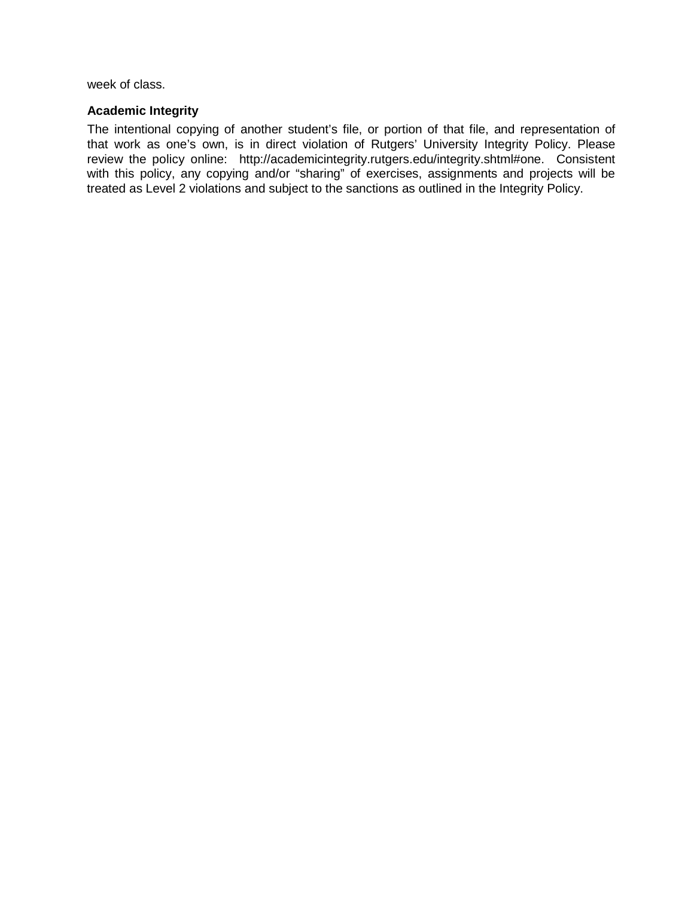week of class.

### Academic Integrity

The intentional copying of another student's file, or portion of that file, and representation of that work as one's own, is in direct violation of Rutgers' University Integrity Policy. Please review the policy online: http://academicintegrity.rutgers.edu/integrity.shtml#one. Consistent with this policy, any copying and/or "sharing" of exercises, assignments and projects will be treated as Level 2 violations and subject to the sanctions as outlined in the Integrity Policy.